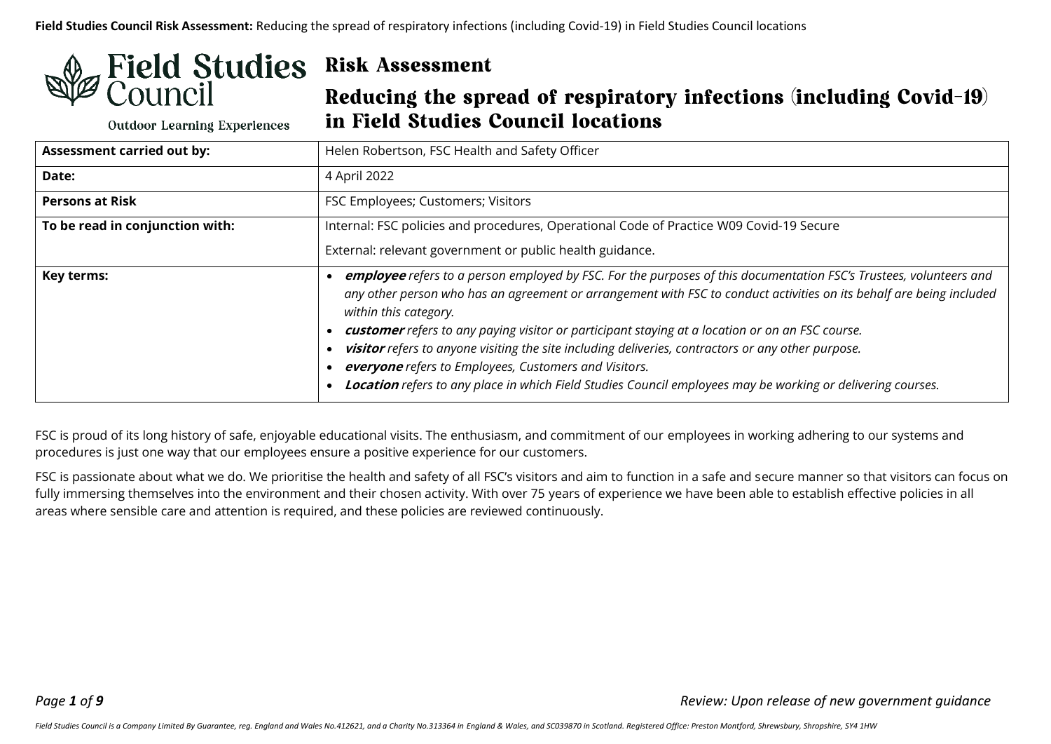# Risk Assessment

## Reducing the spread of respiratory infections (including Covid-19) in Field Studies Council locations

| | |
|---|---|
| **Assessment carried out by:** | Helen Robertson, FSC Health and Safety Officer |
| **Date:** | 4 April 2022 |
| **Persons at Risk** | FSC Employees; Customers; Visitors |
| **To be read in conjunction with:** | Internal: FSC policies and procedures, Operational Code of Practice W09 Covid-19 Secure<br>External: relevant government or public health guidance. |
| **Key terms:** | • ***employee*** *refers to a person employed by FSC. For the purposes of this documentation FSC's Trustees, volunteers and any other person who has an agreement or arrangement with FSC to conduct activities on its behalf are being included within this category.*<br>• ***customer*** *refers to any paying visitor or participant staying at a location or on an FSC course.*<br>• ***visitor*** *refers to anyone visiting the site including deliveries, contractors or any other purpose.*<br>• ***everyone*** *refers to Employees, Customers and Visitors.*<br>• ***Location*** *refers to any place in which Field Studies Council employees may be working or delivering courses.* |

FSC is proud of its long history of safe, enjoyable educational visits. The enthusiasm, and commitment of our employees in working adhering to our systems and procedures is just one way that our employees ensure a positive experience for our customers.

FSC is passionate about what we do. We prioritise the health and safety of all FSC's visitors and aim to function in a safe and secure manner so that visitors can focus on fully immersing themselves into the environment and their chosen activity. With over 75 years of experience we have been able to establish effective policies in all areas where sensible care and attention is required, and these policies are reviewed continuously.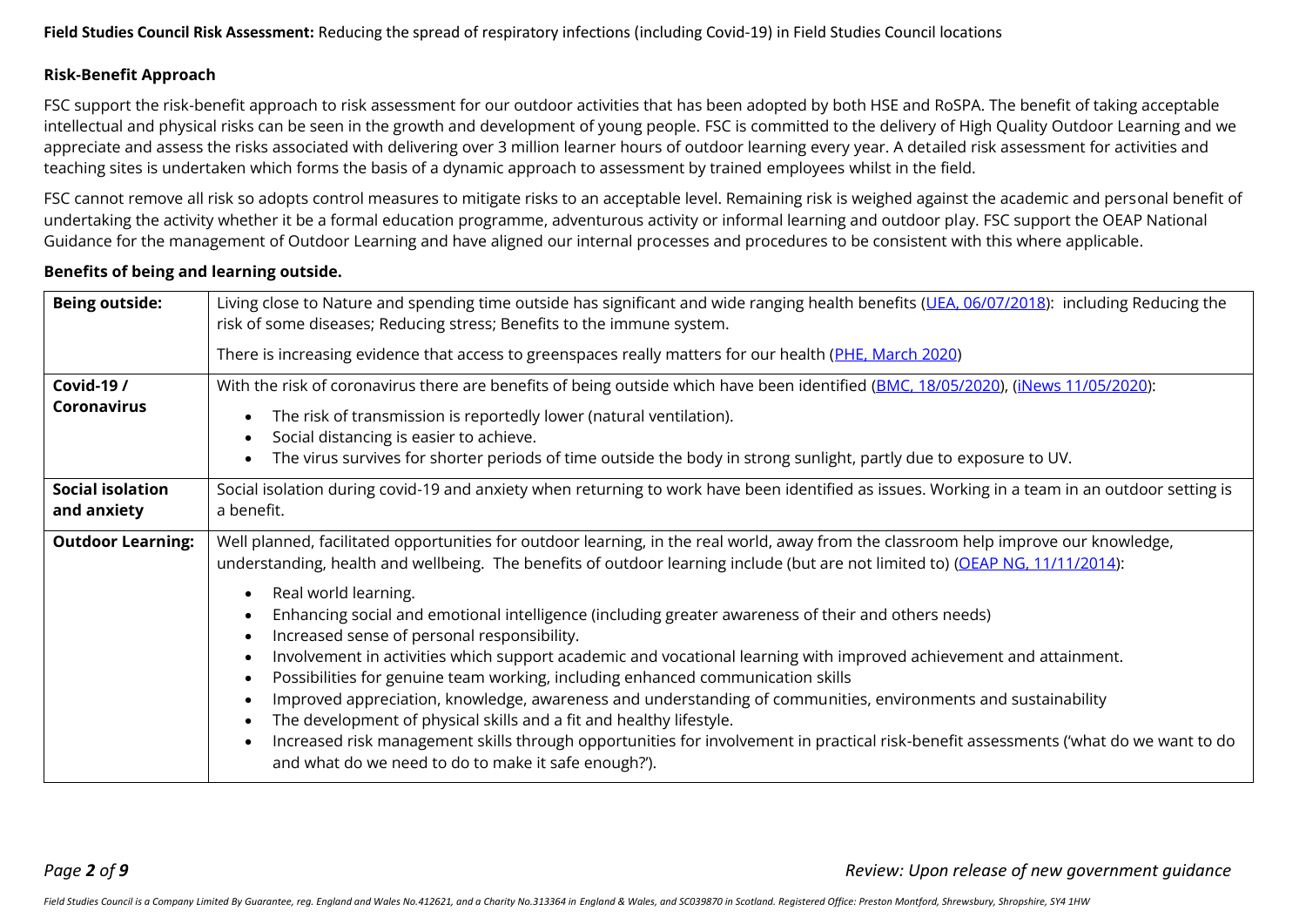## Risk-Benefit Approach

FSC support the risk-benefit approach to risk assessment for our outdoor activities that has been adopted by both HSE and RoSPA. The benefit of taking acceptable intellectual and physical risks can be seen in the growth and development of young people. FSC is committed to the delivery of High Quality Outdoor Learning and we appreciate and assess the risks associated with delivering over 3 million learner hours of outdoor learning every year. A detailed risk assessment for activities and teaching sites is undertaken which forms the basis of a dynamic approach to assessment by trained employees whilst in the field.

FSC cannot remove all risk so adopts control measures to mitigate risks to an acceptable level. Remaining risk is weighed against the academic and personal benefit of undertaking the activity whether it be a formal education programme, adventurous activity or informal learning and outdoor play. FSC support the OEAP National Guidance for the management of Outdoor Learning and have aligned our internal processes and procedures to be consistent with this where applicable.

## Benefits of being and learning outside.

| **Being outside:** | Living close to Nature and spending time outside has significant and wide ranging health benefits (UEA, 06/07/2018): including Reducing the risk of some diseases; Reducing stress; Benefits to the immune system.<br><br>There is increasing evidence that access to greenspaces really matters for our health (PHE, March 2020) |
|---|---|
| **Covid-19 / Coronavirus** | With the risk of coronavirus there are benefits of being outside which have been identified (BMC, 18/05/2020), (iNews 11/05/2020):<br><br>• The risk of transmission is reportedly lower (natural ventilation).<br>• Social distancing is easier to achieve.<br>• The virus survives for shorter periods of time outside the body in strong sunlight, partly due to exposure to UV. |
| **Social isolation and anxiety** | Social isolation during covid-19 and anxiety when returning to work have been identified as issues. Working in a team in an outdoor setting is a benefit. |
| **Outdoor Learning:** | Well planned, facilitated opportunities for outdoor learning, in the real world, away from the classroom help improve our knowledge, understanding, health and wellbeing. The benefits of outdoor learning include (but are not limited to) (OEAP NG, 11/11/2014):<br><br>• Real world learning.<br>• Enhancing social and emotional intelligence (including greater awareness of their and others needs)<br>• Increased sense of personal responsibility.<br>• Involvement in activities which support academic and vocational learning with improved achievement and attainment.<br>• Possibilities for genuine team working, including enhanced communication skills<br>• Improved appreciation, knowledge, awareness and understanding of communities, environments and sustainability<br>• The development of physical skills and a fit and healthy lifestyle.<br>• Increased risk management skills through opportunities for involvement in practical risk-benefit assessments ('what do we want to do and what do we need to do to make it safe enough?'). |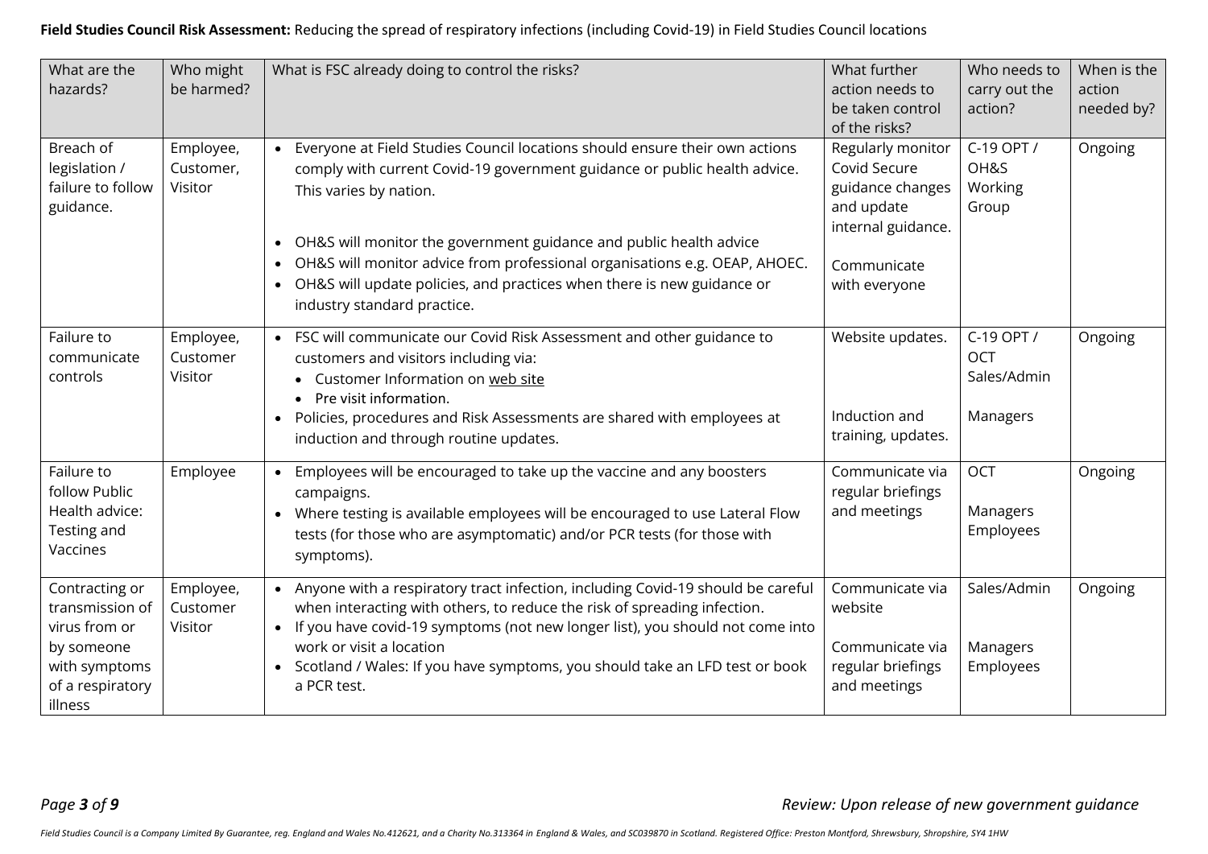**Field Studies Council Risk Assessment:** Reducing the spread of respiratory infections (including Covid-19) in Field Studies Council locations

| What are the hazards? | Who might be harmed? | What is FSC already doing to control the risks? | What further action needs to be taken control of the risks? | Who needs to carry out the action? | When is the action needed by? |
|---|---|---|---|---|---|
| Breach of legislation / failure to follow guidance. | Employee, Customer, Visitor | • Everyone at Field Studies Council locations should ensure their own actions comply with current Covid-19 government guidance or public health advice. This varies by nation.<br><br>• OH&S will monitor the government guidance and public health advice<br>• OH&S will monitor advice from professional organisations e.g. OEAP, AHOEC.<br>• OH&S will update policies, and practices when there is new guidance or industry standard practice. | Regularly monitor Covid Secure guidance changes and update internal guidance.<br><br>Communicate with everyone | C-19 OPT / OH&S Working Group | Ongoing |
| Failure to communicate controls | Employee, Customer Visitor | • FSC will communicate our Covid Risk Assessment and other guidance to customers and visitors including via:<br>  • Customer Information on web site<br>  • Pre visit information.<br>• Policies, procedures and Risk Assessments are shared with employees at induction and through routine updates. | Website updates.<br><br>Induction and training, updates. | C-19 OPT / OCT Sales/Admin<br><br>Managers | Ongoing |
| Failure to follow Public Health advice: Testing and Vaccines | Employee | • Employees will be encouraged to take up the vaccine and any boosters campaigns.<br>• Where testing is available employees will be encouraged to use Lateral Flow tests (for those who are asymptomatic) and/or PCR tests (for those with symptoms). | Communicate via regular briefings and meetings | OCT<br><br>Managers Employees | Ongoing |
| Contracting or transmission of virus from or by someone with symptoms of a respiratory illness | Employee, Customer Visitor | • Anyone with a respiratory tract infection, including Covid-19 should be careful when interacting with others, to reduce the risk of spreading infection.<br>• If you have covid-19 symptoms (not new longer list), you should not come into work or visit a location<br>• Scotland / Wales: If you have symptoms, you should take an LFD test or book a PCR test. | Communicate via website<br><br>Communicate via regular briefings and meetings | Sales/Admin<br><br>Managers Employees | Ongoing |

*Review: Upon release of new government guidance*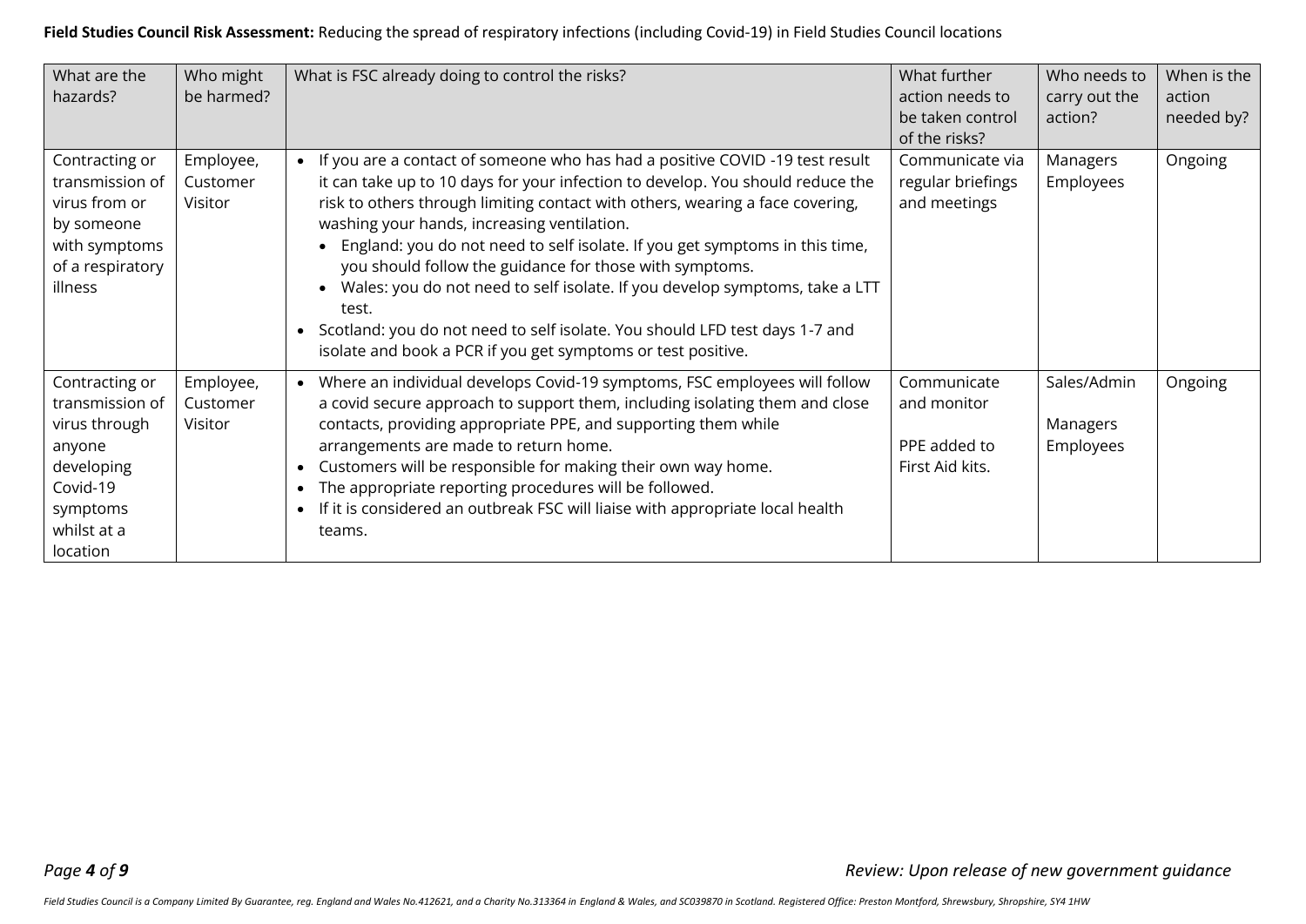**Field Studies Council Risk Assessment:** Reducing the spread of respiratory infections (including Covid-19) in Field Studies Council locations

| What are the hazards? | Who might be harmed? | What is FSC already doing to control the risks? | What further action needs to be taken control of the risks? | Who needs to carry out the action? | When is the action needed by? |
|---|---|---|---|---|---|
| Contracting or transmission of virus from or by someone with symptoms of a respiratory illness | Employee, Customer Visitor | • If you are a contact of someone who has had a positive COVID -19 test result it can take up to 10 days for your infection to develop. You should reduce the risk to others through limiting contact with others, wearing a face covering, washing your hands, increasing ventilation.<br>  ◦ England: you do not need to self isolate. If you get symptoms in this time, you should follow the guidance for those with symptoms.<br>  ◦ Wales: you do not need to self isolate. If you develop symptoms, take a LTT test.<br>• Scotland: you do not need to self isolate. You should LFD test days 1-7 and isolate and book a PCR if you get symptoms or test positive. | Communicate via regular briefings and meetings | Managers Employees | Ongoing |
| Contracting or transmission of virus through anyone developing Covid-19 symptoms whilst at a location | Employee, Customer Visitor | • Where an individual develops Covid-19 symptoms, FSC employees will follow a covid secure approach to support them, including isolating them and close contacts, providing appropriate PPE, and supporting them while arrangements are made to return home.<br>• Customers will be responsible for making their own way home.<br>• The appropriate reporting procedures will be followed.<br>• If it is considered an outbreak FSC will liaise with appropriate local health teams. | Communicate and monitor<br><br>PPE added to First Aid kits. | Sales/Admin<br><br>Managers Employees | Ongoing |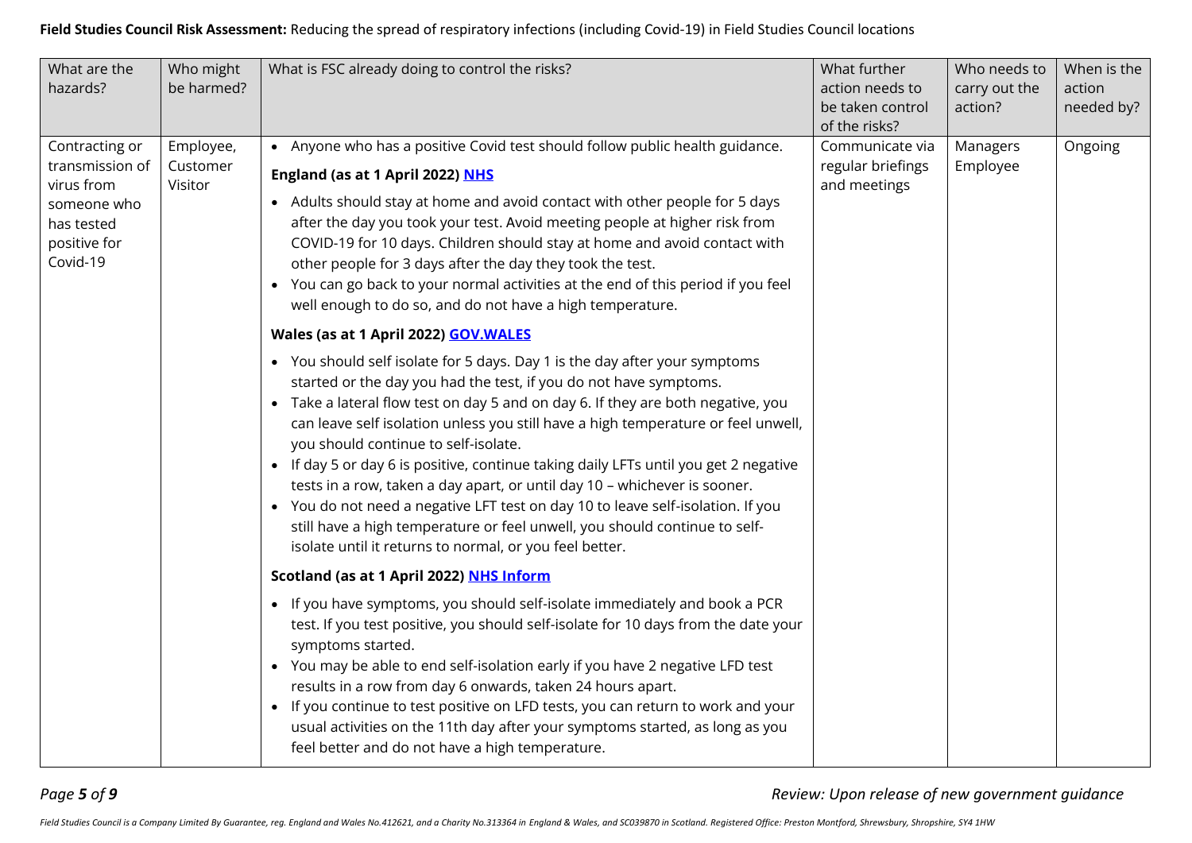**Field Studies Council Risk Assessment:** Reducing the spread of respiratory infections (including Covid-19) in Field Studies Council locations

| What are the hazards? | Who might be harmed? | What is FSC already doing to control the risks? | What further action needs to be taken control of the risks? | Who needs to carry out the action? | When is the action needed by? |
|---|---|---|---|---|---|
| Contracting or transmission of virus from someone who has tested positive for Covid-19 | Employee, Customer Visitor | • Anyone who has a positive Covid test should follow public health guidance.<br><br>**England (as at 1 April 2022) NHS**<br><br>• Adults should stay at home and avoid contact with other people for 5 days after the day you took your test. Avoid meeting people at higher risk from COVID-19 for 10 days. Children should stay at home and avoid contact with other people for 3 days after the day they took the test.<br>• You can go back to your normal activities at the end of this period if you feel well enough to do so, and do not have a high temperature.<br><br>**Wales (as at 1 April 2022) GOV.WALES**<br><br>• You should self isolate for 5 days. Day 1 is the day after your symptoms started or the day you had the test, if you do not have symptoms.<br>• Take a lateral flow test on day 5 and on day 6. If they are both negative, you can leave self isolation unless you still have a high temperature or feel unwell, you should continue to self-isolate.<br>• If day 5 or day 6 is positive, continue taking daily LFTs until you get 2 negative tests in a row, taken a day apart, or until day 10 – whichever is sooner.<br>• You do not need a negative LFT test on day 10 to leave self-isolation. If you still have a high temperature or feel unwell, you should continue to self-isolate until it returns to normal, or you feel better.<br><br>**Scotland (as at 1 April 2022) NHS Inform**<br><br>• If you have symptoms, you should self-isolate immediately and book a PCR test. If you test positive, you should self-isolate for 10 days from the date your symptoms started.<br>• You may be able to end self-isolation early if you have 2 negative LFD test results in a row from day 6 onwards, taken 24 hours apart.<br>• If you continue to test positive on LFD tests, you can return to work and your usual activities on the 11th day after your symptoms started, as long as you feel better and do not have a high temperature. | Communicate via regular briefings and meetings | Managers Employee | Ongoing |

*Review: Upon release of new government guidance*

*Field Studies Council is a Company Limited By Guarantee, reg. England and Wales No.412621, and a Charity No.313364 in England & Wales, and SC039870 in Scotland. Registered Office: Preston Montford, Shrewsbury, Shropshire, SY4 1HW*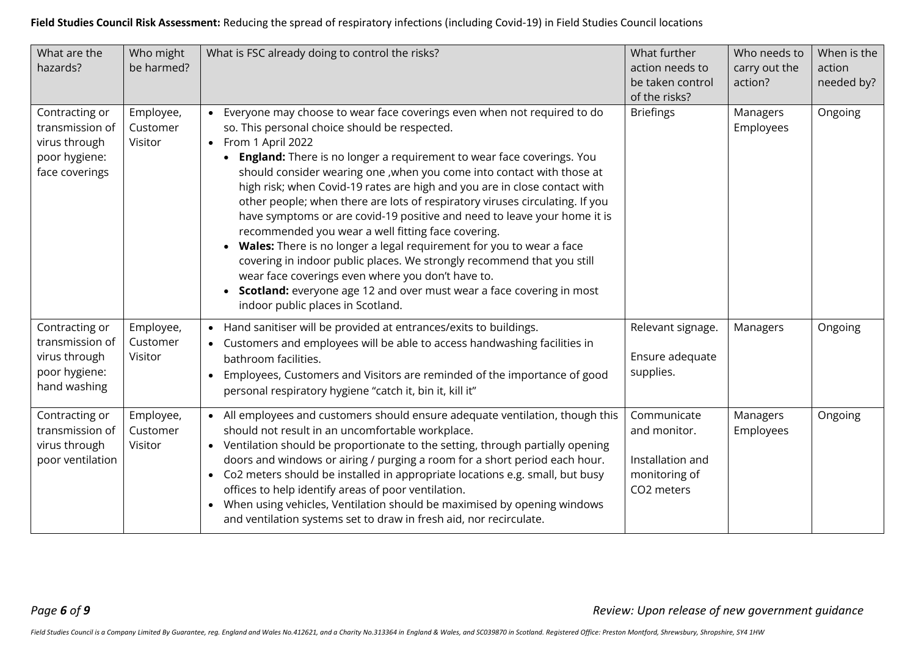**Field Studies Council Risk Assessment:** Reducing the spread of respiratory infections (including Covid-19) in Field Studies Council locations

| What are the hazards? | Who might be harmed? | What is FSC already doing to control the risks? | What further action needs to be taken control of the risks? | Who needs to carry out the action? | When is the action needed by? |
|---|---|---|---|---|---|
| Contracting or transmission of virus through poor hygiene: face coverings | Employee, Customer Visitor | • Everyone may choose to wear face coverings even when not required to do so. This personal choice should be respected.<br>• From 1 April 2022<br>  • **England:** There is no longer a requirement to wear face coverings. You should consider wearing one ,when you come into contact with those at high risk; when Covid-19 rates are high and you are in close contact with other people; when there are lots of respiratory viruses circulating. If you have symptoms or are covid-19 positive and need to leave your home it is recommended you wear a well fitting face covering.<br>  • **Wales:** There is no longer a legal requirement for you to wear a face covering in indoor public places. We strongly recommend that you still wear face coverings even where you don't have to.<br>  • **Scotland:** everyone age 12 and over must wear a face covering in most indoor public places in Scotland. | Briefings | Managers Employees | Ongoing |
| Contracting or transmission of virus through poor hygiene: hand washing | Employee, Customer Visitor | • Hand sanitiser will be provided at entrances/exits to buildings.<br>• Customers and employees will be able to access handwashing facilities in bathroom facilities.<br>• Employees, Customers and Visitors are reminded of the importance of good personal respiratory hygiene "catch it, bin it, kill it" | Relevant signage.<br><br>Ensure adequate supplies. | Managers | Ongoing |
| Contracting or transmission of virus through poor ventilation | Employee, Customer Visitor | • All employees and customers should ensure adequate ventilation, though this should not result in an uncomfortable workplace.<br>• Ventilation should be proportionate to the setting, through partially opening doors and windows or airing / purging a room for a short period each hour.<br>• Co2 meters should be installed in appropriate locations e.g. small, but busy offices to help identify areas of poor ventilation.<br>• When using vehicles, Ventilation should be maximised by opening windows and ventilation systems set to draw in fresh aid, nor recirculate. | Communicate and monitor.<br><br>Installation and monitoring of $CO_2$ meters | Managers Employees | Ongoing |

*Review: Upon release of new government guidance*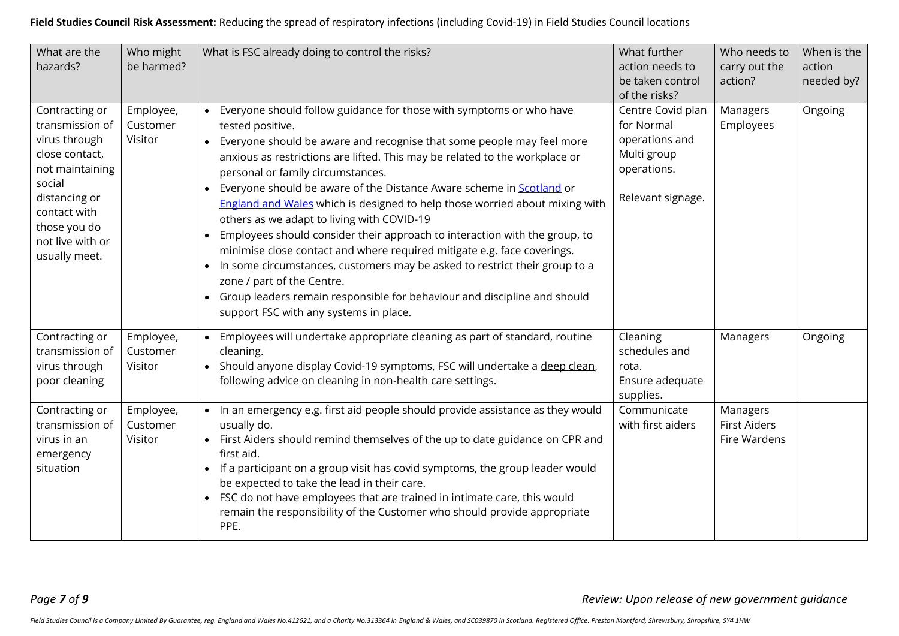**Field Studies Council Risk Assessment:** Reducing the spread of respiratory infections (including Covid-19) in Field Studies Council locations

| What are the hazards? | Who might be harmed? | What is FSC already doing to control the risks? | What further action needs to be taken control of the risks? | Who needs to carry out the action? | When is the action needed by? |
|---|---|---|---|---|---|
| Contracting or transmission of virus through close contact, not maintaining social distancing or contact with those you do not live with or usually meet. | Employee, Customer Visitor | • Everyone should follow guidance for those with symptoms or who have tested positive.<br>• Everyone should be aware and recognise that some people may feel more anxious as restrictions are lifted. This may be related to the workplace or personal or family circumstances.<br>• Everyone should be aware of the Distance Aware scheme in [Scotland] or [England and Wales] which is designed to help those worried about mixing with others as we adapt to living with COVID-19<br>• Employees should consider their approach to interaction with the group, to minimise close contact and where required mitigate e.g. face coverings.<br>• In some circumstances, customers may be asked to restrict their group to a zone / part of the Centre.<br>• Group leaders remain responsible for behaviour and discipline and should support FSC with any systems in place. | Centre Covid plan for Normal operations and Multi group operations.<br><br>Relevant signage. | Managers Employees | Ongoing |
| Contracting or transmission of virus through poor cleaning | Employee, Customer Visitor | • Employees will undertake appropriate cleaning as part of standard, routine cleaning.<br>• Should anyone display Covid-19 symptoms, FSC will undertake a deep clean, following advice on cleaning in non-health care settings. | Cleaning schedules and rota.<br>Ensure adequate supplies. | Managers | Ongoing |
| Contracting or transmission of virus in an emergency situation | Employee, Customer Visitor | • In an emergency e.g. first aid people should provide assistance as they would usually do.<br>• First Aiders should remind themselves of the up to date guidance on CPR and first aid.<br>• If a participant on a group visit has covid symptoms, the group leader would be expected to take the lead in their care.<br>• FSC do not have employees that are trained in intimate care, this would remain the responsibility of the Customer who should provide appropriate PPE. | Communicate with first aiders | Managers First Aiders Fire Wardens | |

*Review: Upon release of new government guidance*

*Field Studies Council is a Company Limited By Guarantee, reg. England and Wales No.412621, and a Charity No.313364 in England & Wales, and SC039870 in Scotland. Registered Office: Preston Montford, Shrewsbury, Shropshire, SY4 1HW*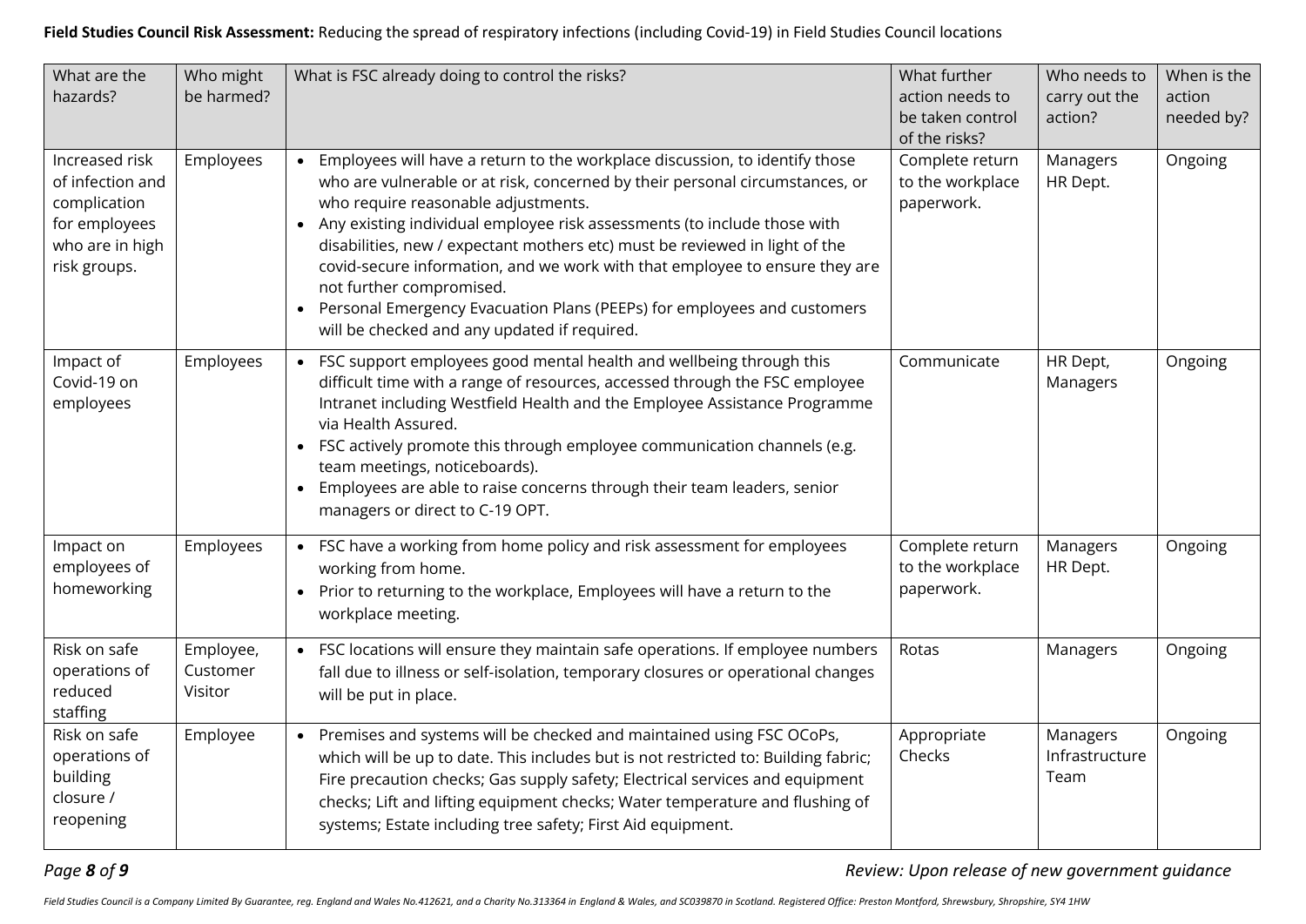**Field Studies Council Risk Assessment:** Reducing the spread of respiratory infections (including Covid-19) in Field Studies Council locations

| What are the hazards? | Who might be harmed? | What is FSC already doing to control the risks? | What further action needs to be taken control of the risks? | Who needs to carry out the action? | When is the action needed by? |
|---|---|---|---|---|---|
| Increased risk of infection and complication for employees who are in high risk groups. | Employees | • Employees will have a return to the workplace discussion, to identify those who are vulnerable or at risk, concerned by their personal circumstances, or who require reasonable adjustments.<br>• Any existing individual employee risk assessments (to include those with disabilities, new / expectant mothers etc) must be reviewed in light of the covid-secure information, and we work with that employee to ensure they are not further compromised.<br>• Personal Emergency Evacuation Plans (PEEPs) for employees and customers will be checked and any updated if required. | Complete return to the workplace paperwork. | Managers HR Dept. | Ongoing |
| Impact of Covid-19 on employees | Employees | • FSC support employees good mental health and wellbeing through this difficult time with a range of resources, accessed through the FSC employee Intranet including Westfield Health and the Employee Assistance Programme via Health Assured.<br>• FSC actively promote this through employee communication channels (e.g. team meetings, noticeboards).<br>• Employees are able to raise concerns through their team leaders, senior managers or direct to C-19 OPT. | Communicate | HR Dept, Managers | Ongoing |
| Impact on employees of homeworking | Employees | • FSC have a working from home policy and risk assessment for employees working from home.<br>• Prior to returning to the workplace, Employees will have a return to the workplace meeting. | Complete return to the workplace paperwork. | Managers HR Dept. | Ongoing |
| Risk on safe operations of reduced staffing | Employee, Customer Visitor | • FSC locations will ensure they maintain safe operations. If employee numbers fall due to illness or self-isolation, temporary closures or operational changes will be put in place. | Rotas | Managers | Ongoing |
| Risk on safe operations of building closure / reopening | Employee | • Premises and systems will be checked and maintained using FSC OCoPs, which will be up to date. This includes but is not restricted to: Building fabric; Fire precaution checks; Gas supply safety; Electrical services and equipment checks; Lift and lifting equipment checks; Water temperature and flushing of systems; Estate including tree safety; First Aid equipment. | Appropriate Checks | Managers Infrastructure Team | Ongoing |

*Review: Upon release of new government guidance*

*Field Studies Council is a Company Limited By Guarantee, reg. England and Wales No.412621, and a Charity No.313364 in England & Wales, and SC039870 in Scotland. Registered Office: Preston Montford, Shrewsbury, Shropshire, SY4 1HW*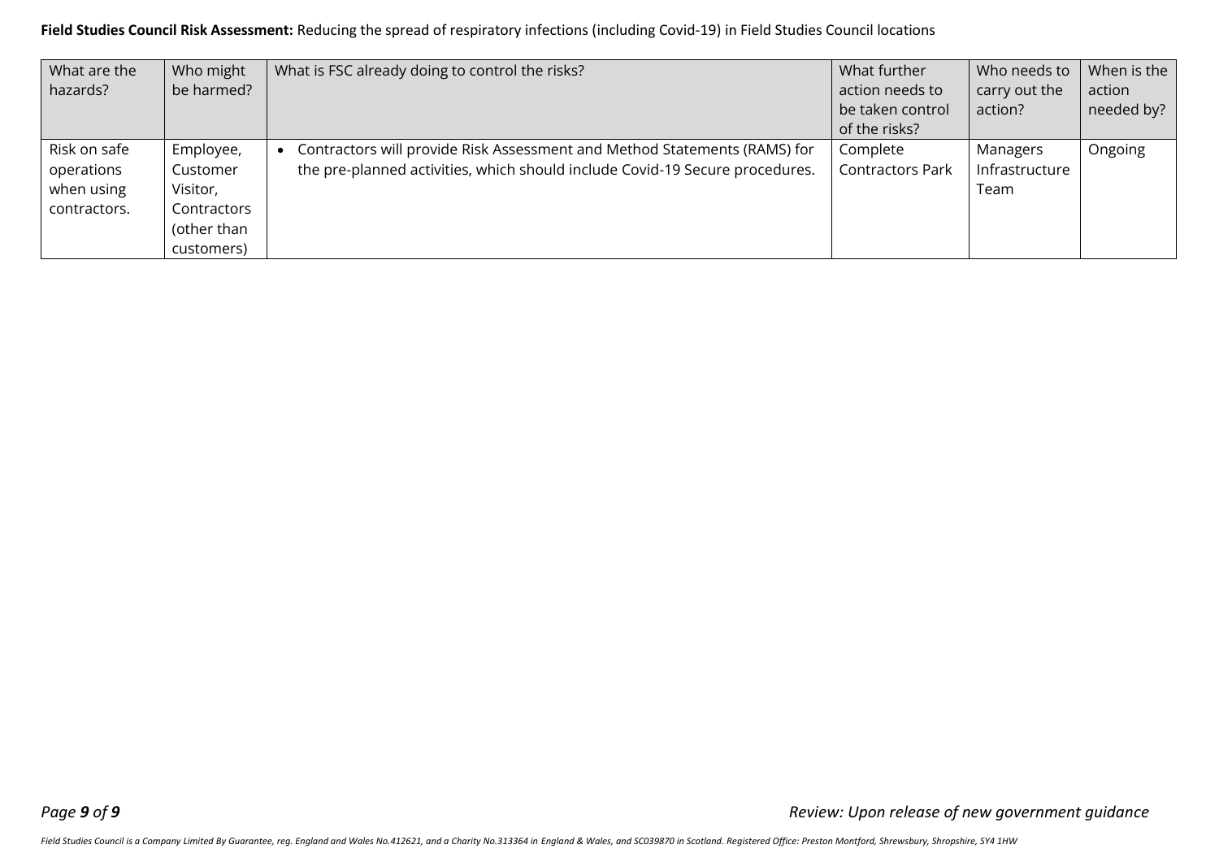**Field Studies Council Risk Assessment:** Reducing the spread of respiratory infections (including Covid-19) in Field Studies Council locations

| What are the hazards? | Who might be harmed? | What is FSC already doing to control the risks? | What further action needs to be taken control of the risks? | Who needs to carry out the action? | When is the action needed by? |
|---|---|---|---|---|---|
| Risk on safe operations when using contractors. | Employee, Customer Visitor, Contractors (other than customers) | • Contractors will provide Risk Assessment and Method Statements (RAMS) for the pre-planned activities, which should include Covid-19 Secure procedures. | Complete Contractors Park | Managers Infrastructure Team | Ongoing |

*Review: Upon release of new government guidance*

*Field Studies Council is a Company Limited By Guarantee, reg. England and Wales No.412621, and a Charity No.313364 in England & Wales, and SC039870 in Scotland. Registered Office: Preston Montford, Shrewsbury, Shropshire, SY4 1HW*